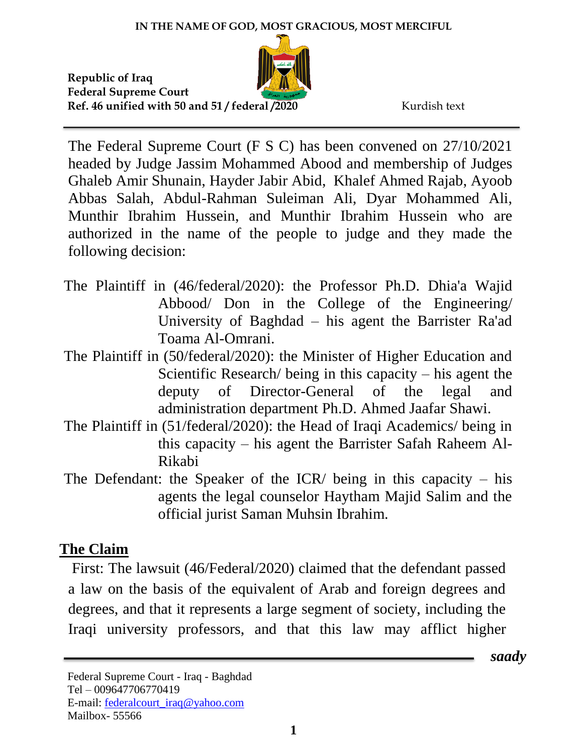IN THE NAME OF GOD, MOST GRACIOUS, MOST MERCIFUL

**Republic of Iraq**
**Federal Supreme Court**
**Ref. 46 unified with 50 and 51 / federal /2020**

Kurdish text

The Federal Supreme Court (F S C) has been convened on 27/10/2021 headed by Judge Jassim Mohammed Abood and membership of Judges Ghaleb Amir Shunain, Hayder Jabir Abid, Khalef Ahmed Rajab, Ayoob Abbas Salah, Abdul-Rahman Suleiman Ali, Dyar Mohammed Ali, Munthir Ibrahim Hussein, and Munthir Ibrahim Hussein who are authorized in the name of the people to judge and they made the following decision:

The Plaintiff in (46/federal/2020): the Professor Ph.D. Dhia'a Wajid Abbood/ Don in the College of the Engineering/ University of Baghdad – his agent the Barrister Ra'ad Toama Al-Omrani.

The Plaintiff in (50/federal/2020): the Minister of Higher Education and Scientific Research/ being in this capacity – his agent the deputy of Director-General of the legal and administration department Ph.D. Ahmed Jaafar Shawi.

The Plaintiff in (51/federal/2020): the Head of Iraqi Academics/ being in this capacity – his agent the Barrister Safah Raheem Al-Rikabi

The Defendant: the Speaker of the ICR/ being in this capacity – his agents the legal counselor Haytham Majid Salim and the official jurist Saman Muhsin Ibrahim.

## The Claim

First: The lawsuit (46/Federal/2020) claimed that the defendant passed a law on the basis of the equivalent of Arab and foreign degrees and degrees, and that it represents a large segment of society, including the Iraqi university professors, and that this law may afflict higher

*saady*

Federal Supreme Court - Iraq - Baghdad
Tel – 009647706770419
E-mail: federalcourt_iraq@yahoo.com
Mailbox- 55566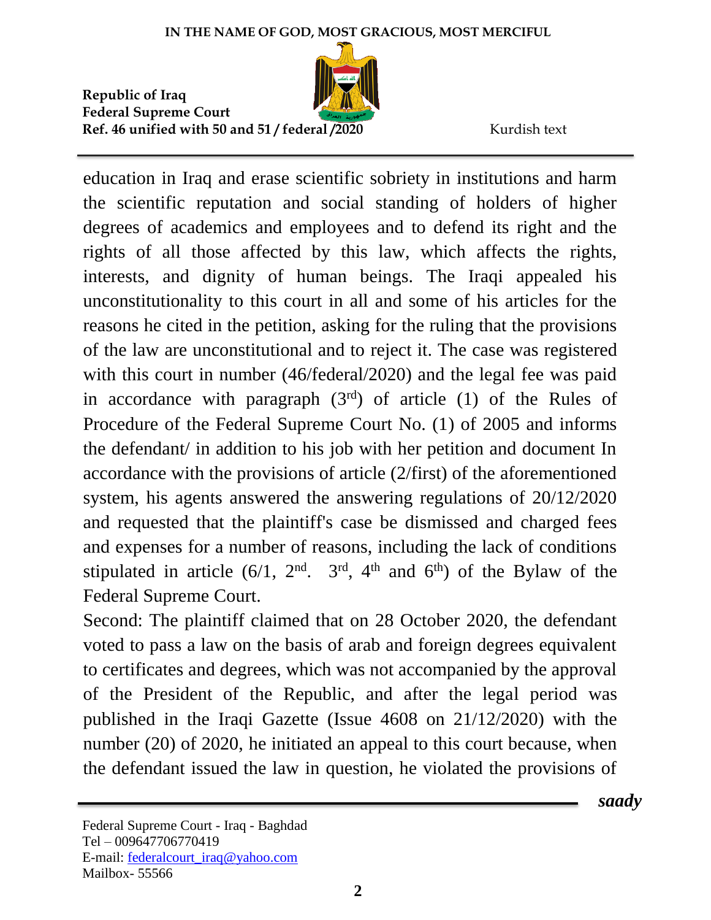education in Iraq and erase scientific sobriety in institutions and harm the scientific reputation and social standing of holders of higher degrees of academics and employees and to defend its right and the rights of all those affected by this law, which affects the rights, interests, and dignity of human beings. The Iraqi appealed his unconstitutionality to this court in all and some of his articles for the reasons he cited in the petition, asking for the ruling that the provisions of the law are unconstitutional and to reject it. The case was registered with this court in number (46/federal/2020) and the legal fee was paid in accordance with paragraph (3rd) of article (1) of the Rules of Procedure of the Federal Supreme Court No. (1) of 2005 and informs the defendant/ in addition to his job with her petition and document In accordance with the provisions of article (2/first) of the aforementioned system, his agents answered the answering regulations of 20/12/2020 and requested that the plaintiff's case be dismissed and charged fees and expenses for a number of reasons, including the lack of conditions stipulated in article (6/1, 2nd. 3rd, 4th and 6th) of the Bylaw of the Federal Supreme Court.

Second: The plaintiff claimed that on 28 October 2020, the defendant voted to pass a law on the basis of arab and foreign degrees equivalent to certificates and degrees, which was not accompanied by the approval of the President of the Republic, and after the legal period was published in the Iraqi Gazette (Issue 4608 on 21/12/2020) with the number (20) of 2020, he initiated an appeal to this court because, when the defendant issued the law in question, he violated the provisions of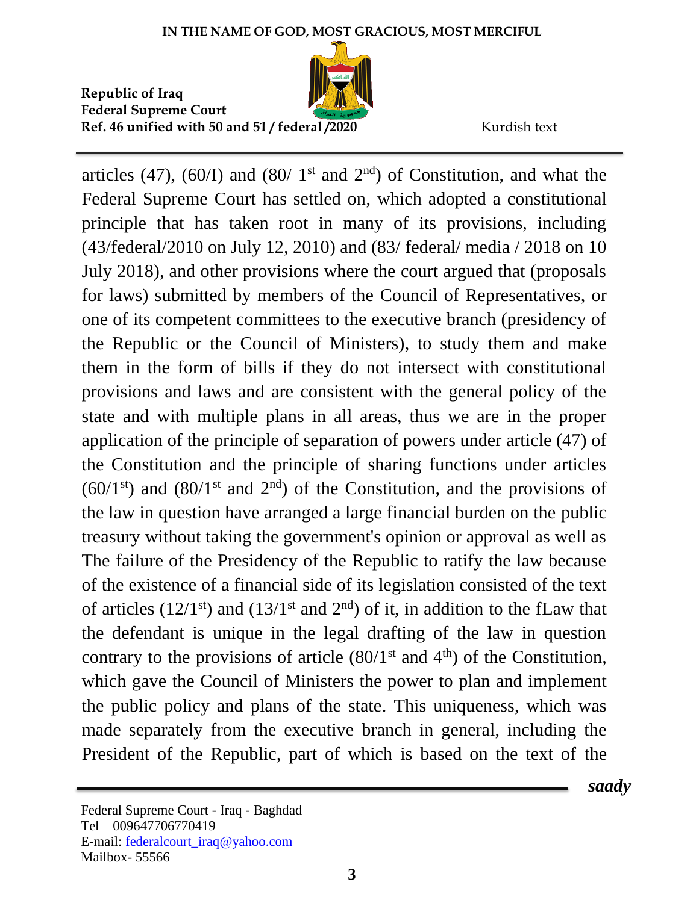articles (47), (60/I) and (80/ 1st and 2nd) of Constitution, and what the Federal Supreme Court has settled on, which adopted a constitutional principle that has taken root in many of its provisions, including (43/federal/2010 on July 12, 2010) and (83/ federal/ media / 2018 on 10 July 2018), and other provisions where the court argued that (proposals for laws) submitted by members of the Council of Representatives, or one of its competent committees to the executive branch (presidency of the Republic or the Council of Ministers), to study them and make them in the form of bills if they do not intersect with constitutional provisions and laws and are consistent with the general policy of the state and with multiple plans in all areas, thus we are in the proper application of the principle of separation of powers under article (47) of the Constitution and the principle of sharing functions under articles (60/1st) and (80/1st and 2nd) of the Constitution, and the provisions of the law in question have arranged a large financial burden on the public treasury without taking the government's opinion or approval as well as The failure of the Presidency of the Republic to ratify the law because of the existence of a financial side of its legislation consisted of the text of articles (12/1st) and (13/1st and 2nd) of it, in addition to the fLaw that the defendant is unique in the legal drafting of the law in question contrary to the provisions of article (80/1st and 4th) of the Constitution, which gave the Council of Ministers the power to plan and implement the public policy and plans of the state. This uniqueness, which was made separately from the executive branch in general, including the President of the Republic, part of which is based on the text of the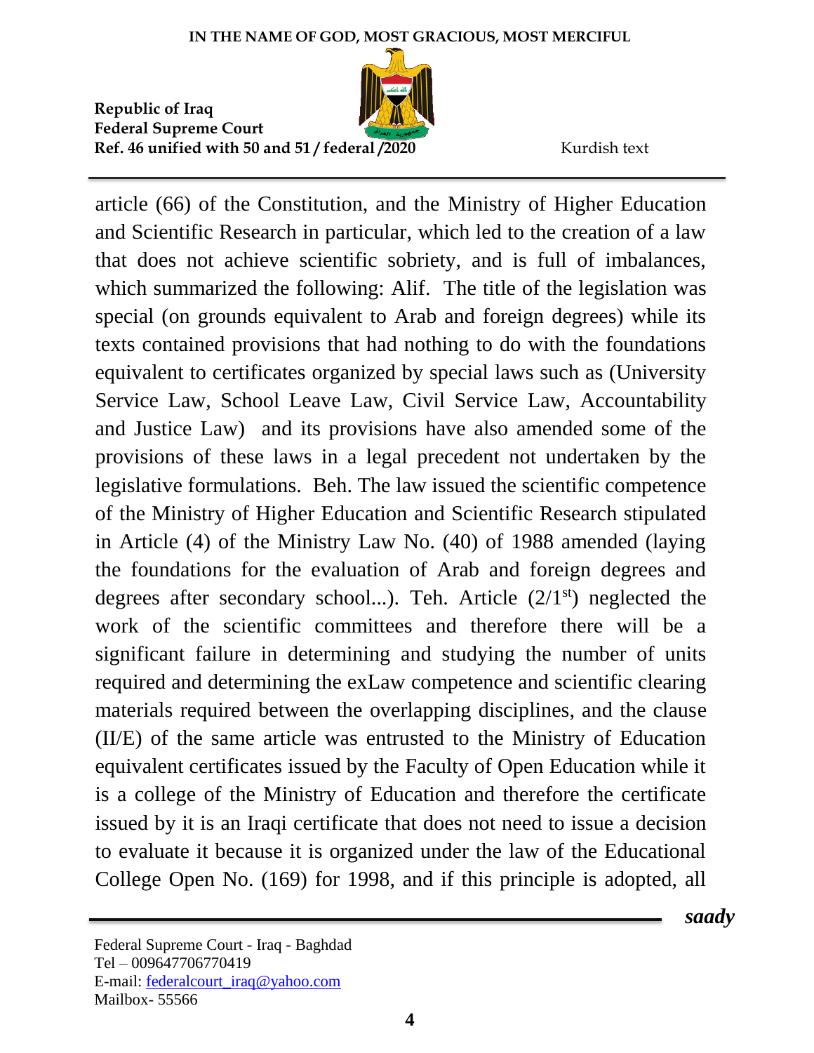article (66) of the Constitution, and the Ministry of Higher Education and Scientific Research in particular, which led to the creation of a law that does not achieve scientific sobriety, and is full of imbalances, which summarized the following: Alif. The title of the legislation was special (on grounds equivalent to Arab and foreign degrees) while its texts contained provisions that had nothing to do with the foundations equivalent to certificates organized by special laws such as (University Service Law, School Leave Law, Civil Service Law, Accountability and Justice Law) and its provisions have also amended some of the provisions of these laws in a legal precedent not undertaken by the legislative formulations. Beh. The law issued the scientific competence of the Ministry of Higher Education and Scientific Research stipulated in Article (4) of the Ministry Law No. (40) of 1988 amended (laying the foundations for the evaluation of Arab and foreign degrees and degrees after secondary school...). Teh. Article (2/1st) neglected the work of the scientific committees and therefore there will be a significant failure in determining and studying the number of units required and determining the exLaw competence and scientific clearing materials required between the overlapping disciplines, and the clause (II/E) of the same article was entrusted to the Ministry of Education equivalent certificates issued by the Faculty of Open Education while it is a college of the Ministry of Education and therefore the certificate issued by it is an Iraqi certificate that does not need to issue a decision to evaluate it because it is organized under the law of the Educational College Open No. (169) for 1998, and if this principle is adopted, all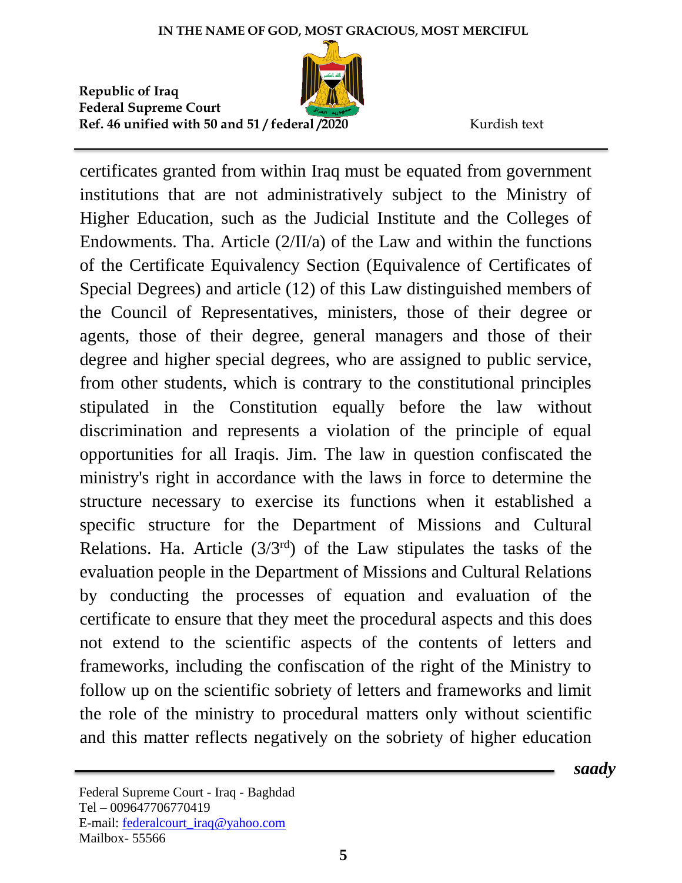certificates granted from within Iraq must be equated from government institutions that are not administratively subject to the Ministry of Higher Education, such as the Judicial Institute and the Colleges of Endowments. Tha. Article (2/II/a) of the Law and within the functions of the Certificate Equivalency Section (Equivalence of Certificates of Special Degrees) and article (12) of this Law distinguished members of the Council of Representatives, ministers, those of their degree or agents, those of their degree, general managers and those of their degree and higher special degrees, who are assigned to public service, from other students, which is contrary to the constitutional principles stipulated in the Constitution equally before the law without discrimination and represents a violation of the principle of equal opportunities for all Iraqis. Jim. The law in question confiscated the ministry's right in accordance with the laws in force to determine the structure necessary to exercise its functions when it established a specific structure for the Department of Missions and Cultural Relations. Ha. Article (3/3rd) of the Law stipulates the tasks of the evaluation people in the Department of Missions and Cultural Relations by conducting the processes of equation and evaluation of the certificate to ensure that they meet the procedural aspects and this does not extend to the scientific aspects of the contents of letters and frameworks, including the confiscation of the right of the Ministry to follow up on the scientific sobriety of letters and frameworks and limit the role of the ministry to procedural matters only without scientific and this matter reflects negatively on the sobriety of higher education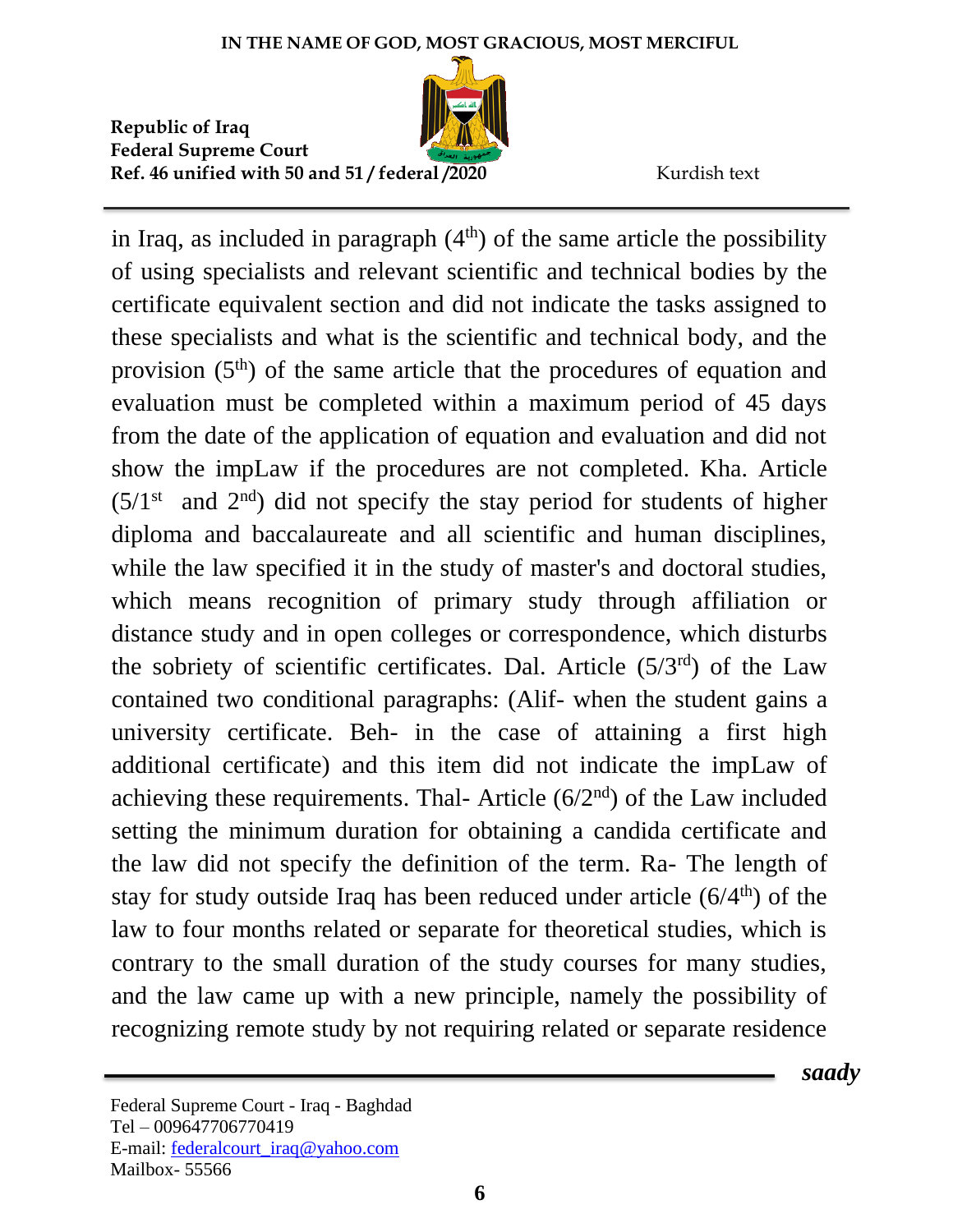in Iraq, as included in paragraph (4th) of the same article the possibility of using specialists and relevant scientific and technical bodies by the certificate equivalent section and did not indicate the tasks assigned to these specialists and what is the scientific and technical body, and the provision (5th) of the same article that the procedures of equation and evaluation must be completed within a maximum period of 45 days from the date of the application of equation and evaluation and did not show the impLaw if the procedures are not completed. Kha. Article (5/1st and 2nd) did not specify the stay period for students of higher diploma and baccalaureate and all scientific and human disciplines, while the law specified it in the study of master's and doctoral studies, which means recognition of primary study through affiliation or distance study and in open colleges or correspondence, which disturbs the sobriety of scientific certificates. Dal. Article (5/3rd) of the Law contained two conditional paragraphs: (Alif- when the student gains a university certificate. Beh- in the case of attaining a first high additional certificate) and this item did not indicate the impLaw of achieving these requirements. Thal- Article (6/2nd) of the Law included setting the minimum duration for obtaining a candida certificate and the law did not specify the definition of the term. Ra- The length of stay for study outside Iraq has been reduced under article (6/4th) of the law to four months related or separate for theoretical studies, which is contrary to the small duration of the study courses for many studies, and the law came up with a new principle, namely the possibility of recognizing remote study by not requiring related or separate residence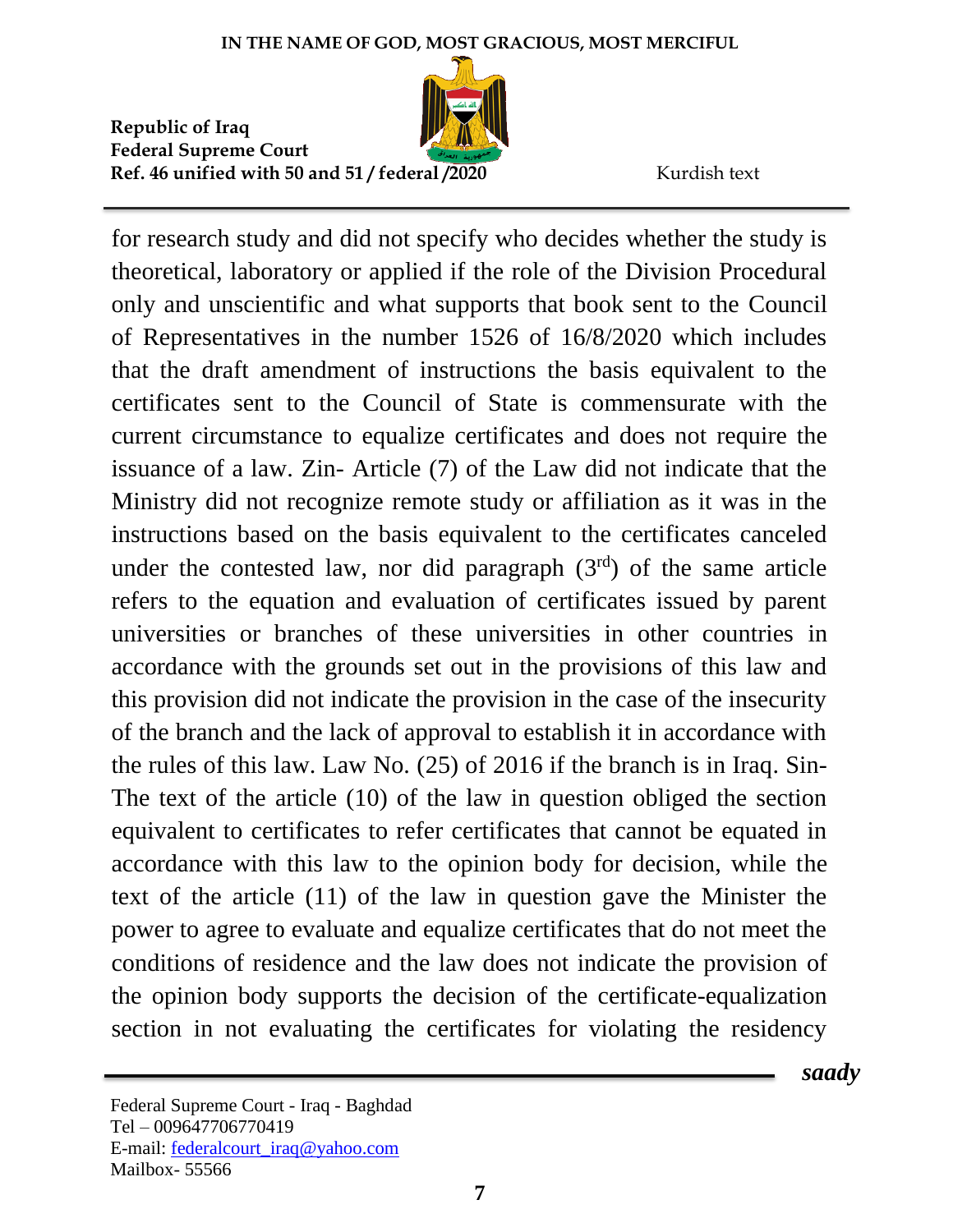for research study and did not specify who decides whether the study is theoretical, laboratory or applied if the role of the Division Procedural only and unscientific and what supports that book sent to the Council of Representatives in the number 1526 of 16/8/2020 which includes that the draft amendment of instructions the basis equivalent to the certificates sent to the Council of State is commensurate with the current circumstance to equalize certificates and does not require the issuance of a law. Zin- Article (7) of the Law did not indicate that the Ministry did not recognize remote study or affiliation as it was in the instructions based on the basis equivalent to the certificates canceled under the contested law, nor did paragraph (3rd) of the same article refers to the equation and evaluation of certificates issued by parent universities or branches of these universities in other countries in accordance with the grounds set out in the provisions of this law and this provision did not indicate the provision in the case of the insecurity of the branch and the lack of approval to establish it in accordance with the rules of this law. Law No. (25) of 2016 if the branch is in Iraq. Sin- The text of the article (10) of the law in question obliged the section equivalent to certificates to refer certificates that cannot be equated in accordance with this law to the opinion body for decision, while the text of the article (11) of the law in question gave the Minister the power to agree to evaluate and equalize certificates that do not meet the conditions of residence and the law does not indicate the provision of the opinion body supports the decision of the certificate-equalization section in not evaluating the certificates for violating the residency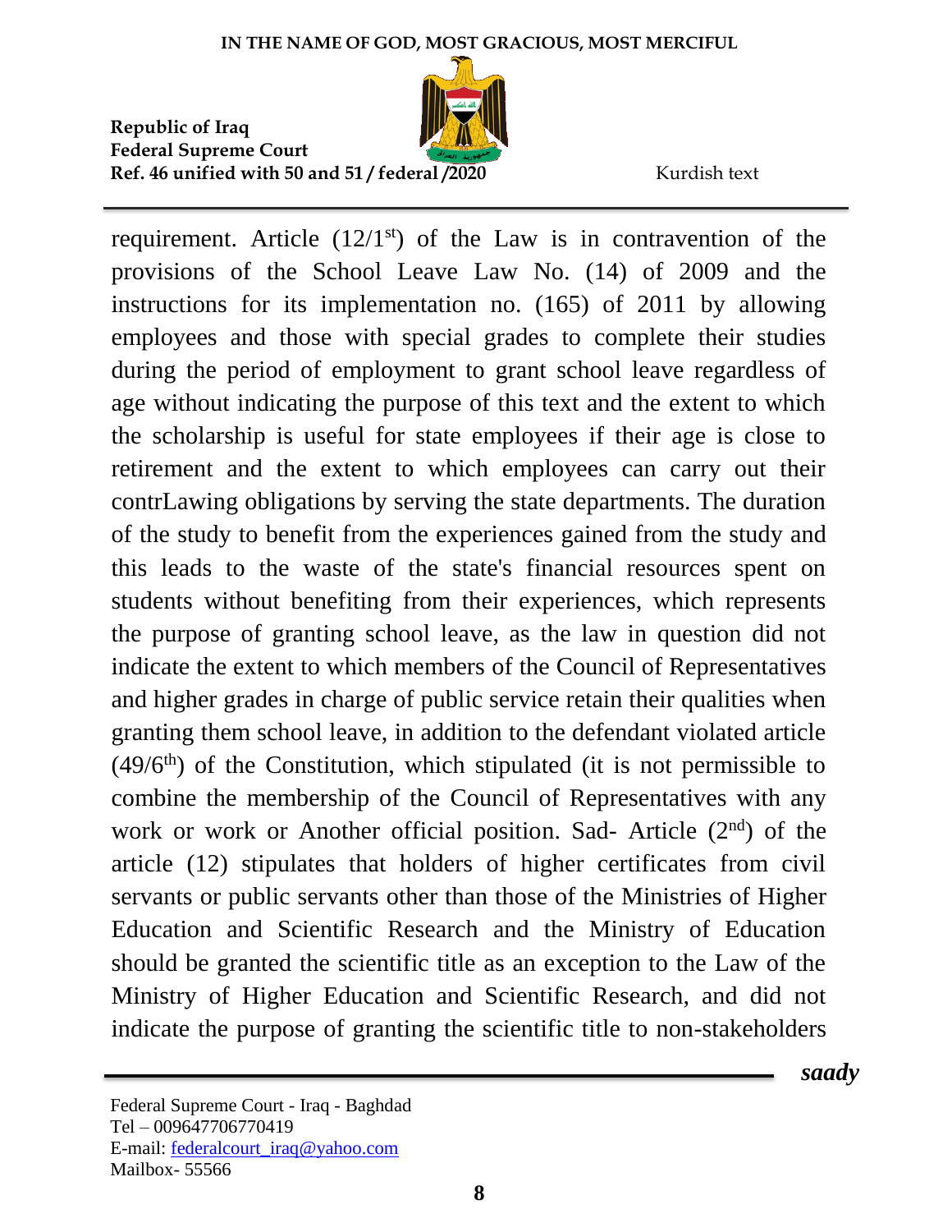requirement. Article (12/1st) of the Law is in contravention of the provisions of the School Leave Law No. (14) of 2009 and the instructions for its implementation no. (165) of 2011 by allowing employees and those with special grades to complete their studies during the period of employment to grant school leave regardless of age without indicating the purpose of this text and the extent to which the scholarship is useful for state employees if their age is close to retirement and the extent to which employees can carry out their contrLawing obligations by serving the state departments. The duration of the study to benefit from the experiences gained from the study and this leads to the waste of the state's financial resources spent on students without benefiting from their experiences, which represents the purpose of granting school leave, as the law in question did not indicate the extent to which members of the Council of Representatives and higher grades in charge of public service retain their qualities when granting them school leave, in addition to the defendant violated article (49/6th) of the Constitution, which stipulated (it is not permissible to combine the membership of the Council of Representatives with any work or work or Another official position. Sad- Article (2nd) of the article (12) stipulates that holders of higher certificates from civil servants or public servants other than those of the Ministries of Higher Education and Scientific Research and the Ministry of Education should be granted the scientific title as an exception to the Law of the Ministry of Higher Education and Scientific Research, and did not indicate the purpose of granting the scientific title to non-stakeholders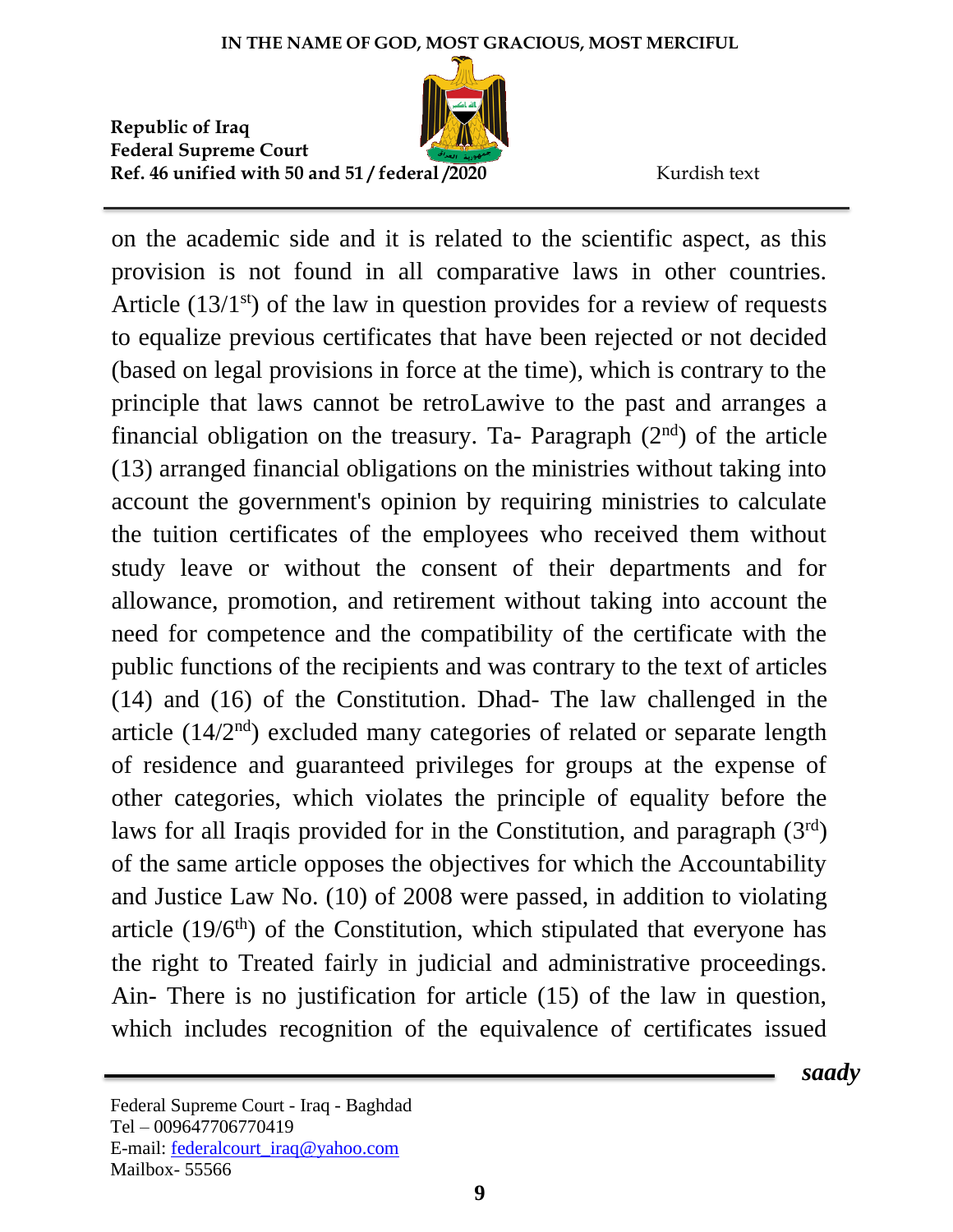on the academic side and it is related to the scientific aspect, as this provision is not found in all comparative laws in other countries. Article (13/1st) of the law in question provides for a review of requests to equalize previous certificates that have been rejected or not decided (based on legal provisions in force at the time), which is contrary to the principle that laws cannot be retroLawive to the past and arranges a financial obligation on the treasury. Ta- Paragraph (2nd) of the article (13) arranged financial obligations on the ministries without taking into account the government's opinion by requiring ministries to calculate the tuition certificates of the employees who received them without study leave or without the consent of their departments and for allowance, promotion, and retirement without taking into account the need for competence and the compatibility of the certificate with the public functions of the recipients and was contrary to the text of articles (14) and (16) of the Constitution. Dhad- The law challenged in the article (14/2nd) excluded many categories of related or separate length of residence and guaranteed privileges for groups at the expense of other categories, which violates the principle of equality before the laws for all Iraqis provided for in the Constitution, and paragraph (3rd) of the same article opposes the objectives for which the Accountability and Justice Law No. (10) of 2008 were passed, in addition to violating article (19/6th) of the Constitution, which stipulated that everyone has the right to Treated fairly in judicial and administrative proceedings. Ain- There is no justification for article (15) of the law in question, which includes recognition of the equivalence of certificates issued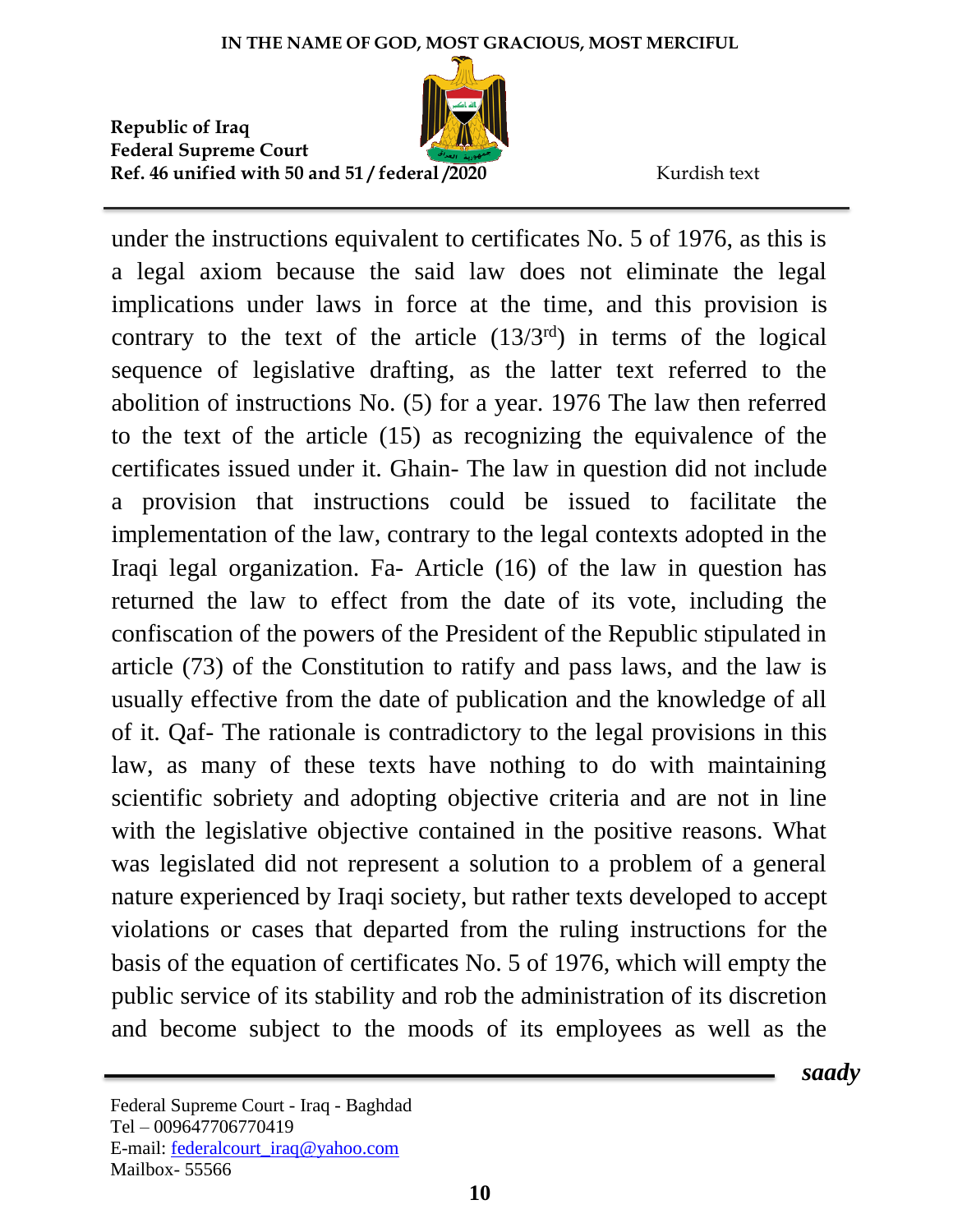under the instructions equivalent to certificates No. 5 of 1976, as this is a legal axiom because the said law does not eliminate the legal implications under laws in force at the time, and this provision is contrary to the text of the article (13/3rd) in terms of the logical sequence of legislative drafting, as the latter text referred to the abolition of instructions No. (5) for a year. 1976 The law then referred to the text of the article (15) as recognizing the equivalence of the certificates issued under it. Ghain- The law in question did not include a provision that instructions could be issued to facilitate the implementation of the law, contrary to the legal contexts adopted in the Iraqi legal organization. Fa- Article (16) of the law in question has returned the law to effect from the date of its vote, including the confiscation of the powers of the President of the Republic stipulated in article (73) of the Constitution to ratify and pass laws, and the law is usually effective from the date of publication and the knowledge of all of it. Qaf- The rationale is contradictory to the legal provisions in this law, as many of these texts have nothing to do with maintaining scientific sobriety and adopting objective criteria and are not in line with the legislative objective contained in the positive reasons. What was legislated did not represent a solution to a problem of a general nature experienced by Iraqi society, but rather texts developed to accept violations or cases that departed from the ruling instructions for the basis of the equation of certificates No. 5 of 1976, which will empty the public service of its stability and rob the administration of its discretion and become subject to the moods of its employees as well as the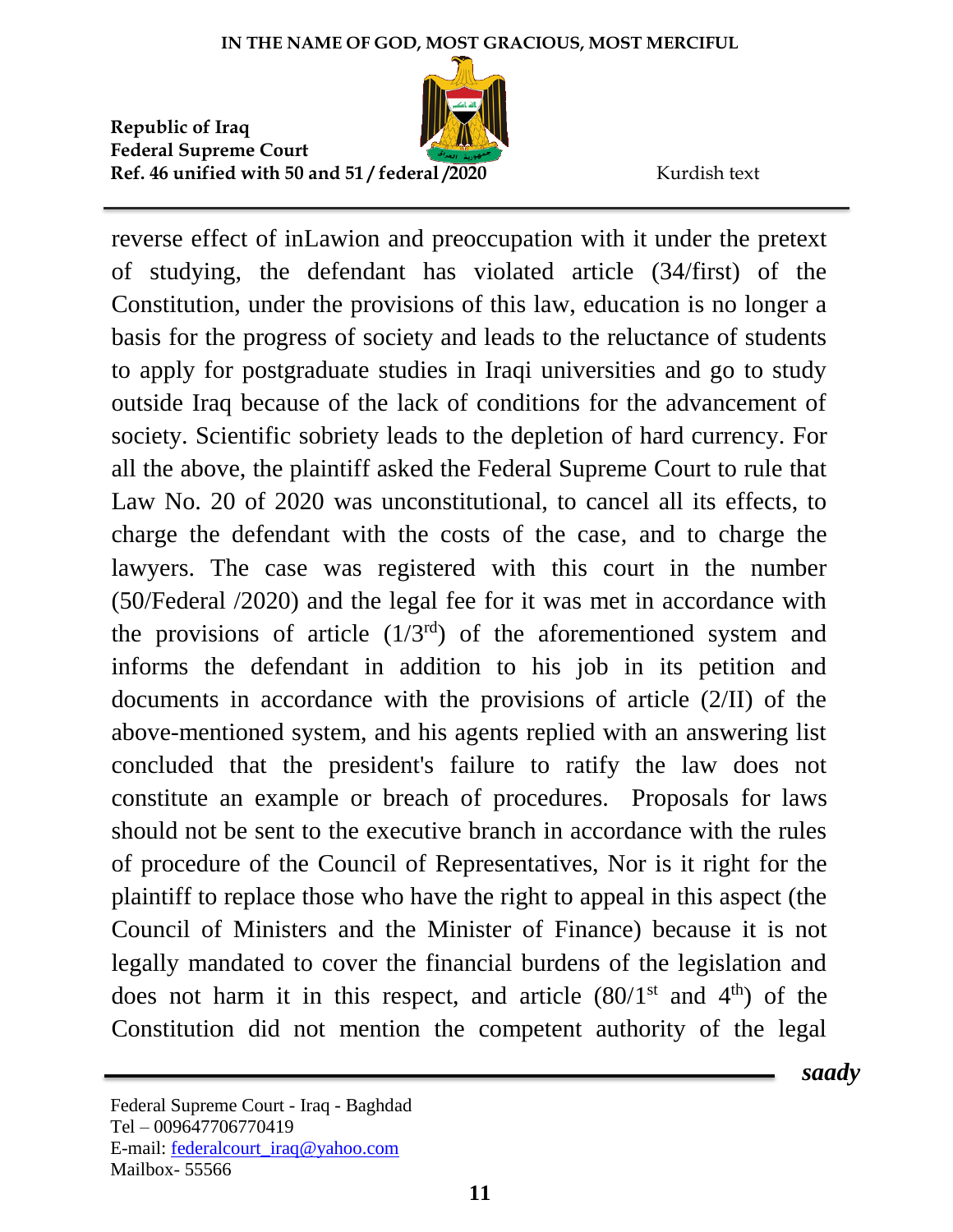reverse effect of inLawion and preoccupation with it under the pretext of studying, the defendant has violated article (34/first) of the Constitution, under the provisions of this law, education is no longer a basis for the progress of society and leads to the reluctance of students to apply for postgraduate studies in Iraqi universities and go to study outside Iraq because of the lack of conditions for the advancement of society. Scientific sobriety leads to the depletion of hard currency. For all the above, the plaintiff asked the Federal Supreme Court to rule that Law No. 20 of 2020 was unconstitutional, to cancel all its effects, to charge the defendant with the costs of the case, and to charge the lawyers. The case was registered with this court in the number (50/Federal /2020) and the legal fee for it was met in accordance with the provisions of article (1/3rd) of the aforementioned system and informs the defendant in addition to his job in its petition and documents in accordance with the provisions of article (2/II) of the above-mentioned system, and his agents replied with an answering list concluded that the president's failure to ratify the law does not constitute an example or breach of procedures. Proposals for laws should not be sent to the executive branch in accordance with the rules of procedure of the Council of Representatives, Nor is it right for the plaintiff to replace those who have the right to appeal in this aspect (the Council of Ministers and the Minister of Finance) because it is not legally mandated to cover the financial burdens of the legislation and does not harm it in this respect, and article (80/1st and 4th) of the Constitution did not mention the competent authority of the legal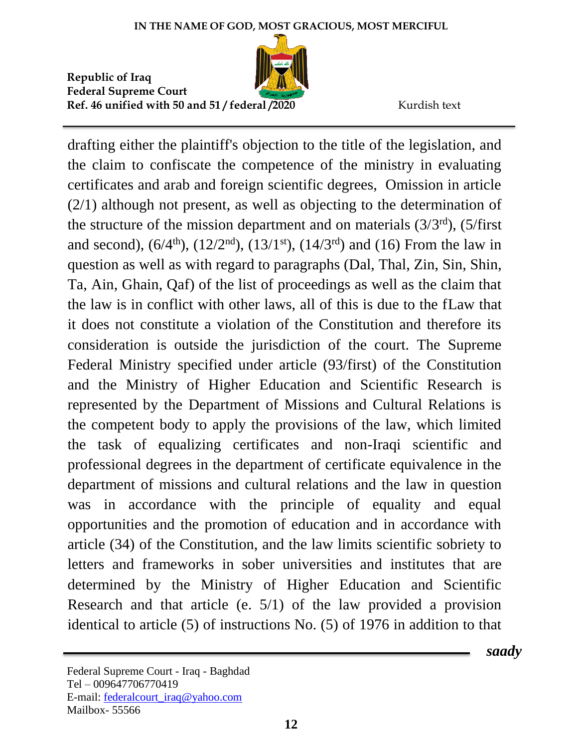drafting either the plaintiff's objection to the title of the legislation, and the claim to confiscate the competence of the ministry in evaluating certificates and arab and foreign scientific degrees, Omission in article (2/1) although not present, as well as objecting to the determination of the structure of the mission department and on materials (3/3rd), (5/first and second), (6/4th), (12/2nd), (13/1st), (14/3rd) and (16) From the law in question as well as with regard to paragraphs (Dal, Thal, Zin, Sin, Shin, Ta, Ain, Ghain, Qaf) of the list of proceedings as well as the claim that the law is in conflict with other laws, all of this is due to the fLaw that it does not constitute a violation of the Constitution and therefore its consideration is outside the jurisdiction of the court. The Supreme Federal Ministry specified under article (93/first) of the Constitution and the Ministry of Higher Education and Scientific Research is represented by the Department of Missions and Cultural Relations is the competent body to apply the provisions of the law, which limited the task of equalizing certificates and non-Iraqi scientific and professional degrees in the department of certificate equivalence in the department of missions and cultural relations and the law in question was in accordance with the principle of equality and equal opportunities and the promotion of education and in accordance with article (34) of the Constitution, and the law limits scientific sobriety to letters and frameworks in sober universities and institutes that are determined by the Ministry of Higher Education and Scientific Research and that article (e. 5/1) of the law provided a provision identical to article (5) of instructions No. (5) of 1976 in addition to that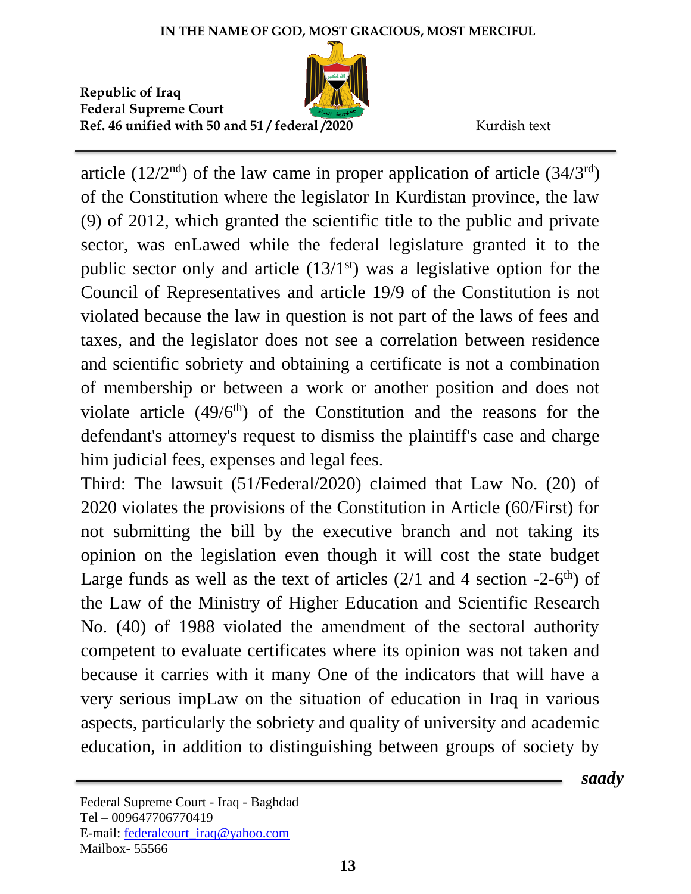article (12/2nd) of the law came in proper application of article (34/3rd) of the Constitution where the legislator In Kurdistan province, the law (9) of 2012, which granted the scientific title to the public and private sector, was enLawed while the federal legislature granted it to the public sector only and article (13/1st) was a legislative option for the Council of Representatives and article 19/9 of the Constitution is not violated because the law in question is not part of the laws of fees and taxes, and the legislator does not see a correlation between residence and scientific sobriety and obtaining a certificate is not a combination of membership or between a work or another position and does not violate article (49/6th) of the Constitution and the reasons for the defendant's attorney's request to dismiss the plaintiff's case and charge him judicial fees, expenses and legal fees.

Third: The lawsuit (51/Federal/2020) claimed that Law No. (20) of 2020 violates the provisions of the Constitution in Article (60/First) for not submitting the bill by the executive branch and not taking its opinion on the legislation even though it will cost the state budget Large funds as well as the text of articles (2/1 and 4 section -2-6th) of the Law of the Ministry of Higher Education and Scientific Research No. (40) of 1988 violated the amendment of the sectoral authority competent to evaluate certificates where its opinion was not taken and because it carries with it many One of the indicators that will have a very serious impLaw on the situation of education in Iraq in various aspects, particularly the sobriety and quality of university and academic education, in addition to distinguishing between groups of society by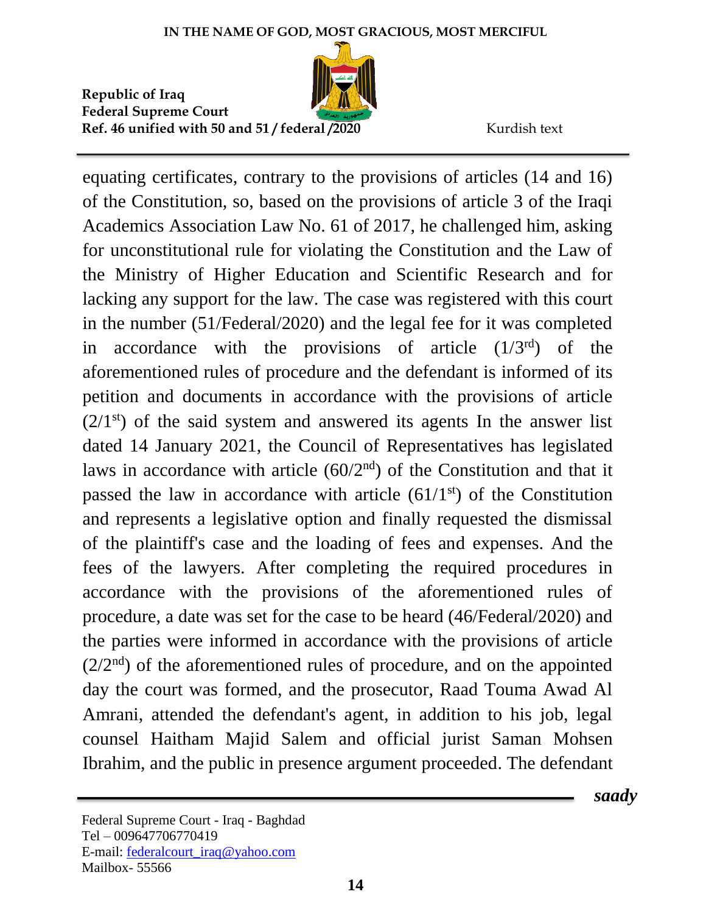equating certificates, contrary to the provisions of articles (14 and 16) of the Constitution, so, based on the provisions of article 3 of the Iraqi Academics Association Law No. 61 of 2017, he challenged him, asking for unconstitutional rule for violating the Constitution and the Law of the Ministry of Higher Education and Scientific Research and for lacking any support for the law. The case was registered with this court in the number (51/Federal/2020) and the legal fee for it was completed in accordance with the provisions of article (1/3rd) of the aforementioned rules of procedure and the defendant is informed of its petition and documents in accordance with the provisions of article (2/1st) of the said system and answered its agents In the answer list dated 14 January 2021, the Council of Representatives has legislated laws in accordance with article (60/2nd) of the Constitution and that it passed the law in accordance with article (61/1st) of the Constitution and represents a legislative option and finally requested the dismissal of the plaintiff's case and the loading of fees and expenses. And the fees of the lawyers. After completing the required procedures in accordance with the provisions of the aforementioned rules of procedure, a date was set for the case to be heard (46/Federal/2020) and the parties were informed in accordance with the provisions of article (2/2nd) of the aforementioned rules of procedure, and on the appointed day the court was formed, and the prosecutor, Raad Touma Awad Al Amrani, attended the defendant's agent, in addition to his job, legal counsel Haitham Majid Salem and official jurist Saman Mohsen Ibrahim, and the public in presence argument proceeded. The defendant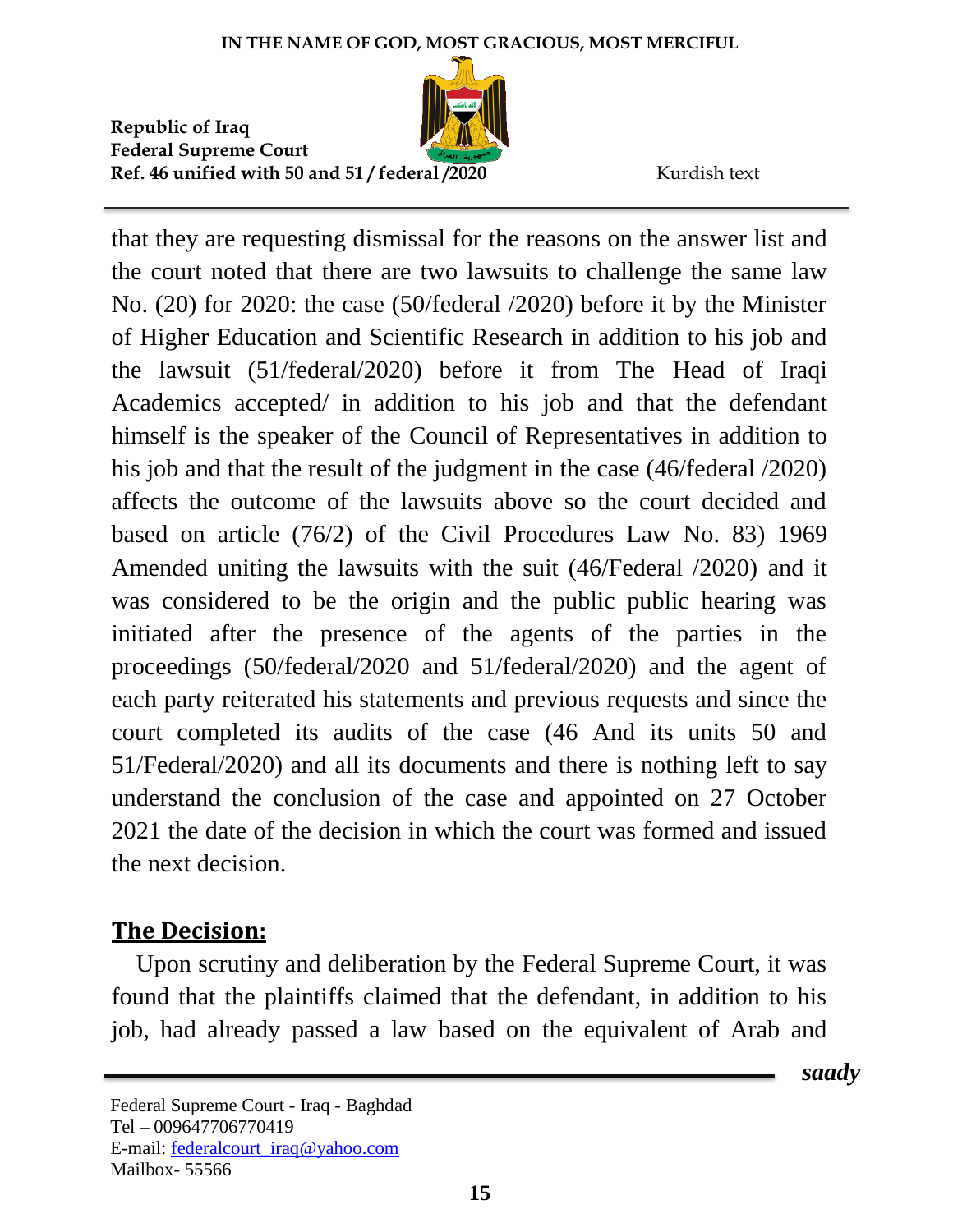that they are requesting dismissal for the reasons on the answer list and the court noted that there are two lawsuits to challenge the same law No. (20) for 2020: the case (50/federal /2020) before it by the Minister of Higher Education and Scientific Research in addition to his job and the lawsuit (51/federal/2020) before it from The Head of Iraqi Academics accepted/ in addition to his job and that the defendant himself is the speaker of the Council of Representatives in addition to his job and that the result of the judgment in the case (46/federal /2020) affects the outcome of the lawsuits above so the court decided and based on article (76/2) of the Civil Procedures Law No. 83) 1969 Amended uniting the lawsuits with the suit (46/Federal /2020) and it was considered to be the origin and the public public hearing was initiated after the presence of the agents of the parties in the proceedings (50/federal/2020 and 51/federal/2020) and the agent of each party reiterated his statements and previous requests and since the court completed its audits of the case (46 And its units 50 and 51/Federal/2020) and all its documents and there is nothing left to say understand the conclusion of the case and appointed on 27 October 2021 the date of the decision in which the court was formed and issued the next decision.

## The Decision:

Upon scrutiny and deliberation by the Federal Supreme Court, it was found that the plaintiffs claimed that the defendant, in addition to his job, had already passed a law based on the equivalent of Arab and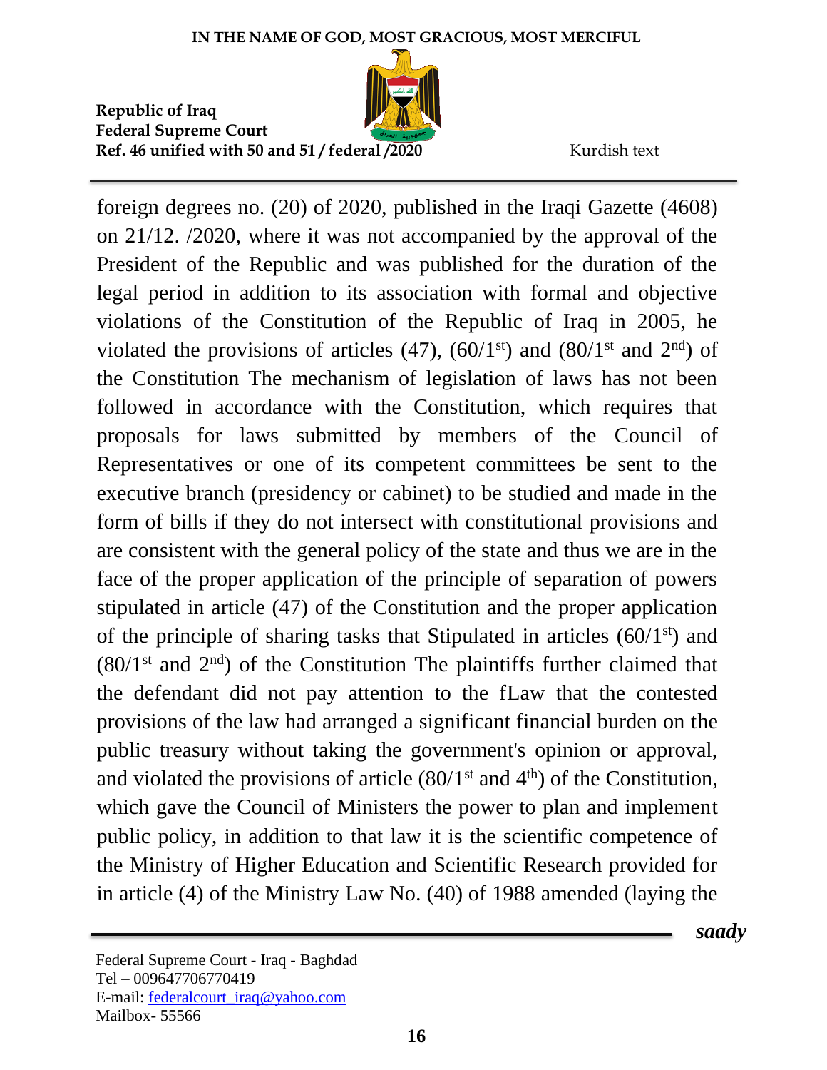foreign degrees no. (20) of 2020, published in the Iraqi Gazette (4608) on 21/12. /2020, where it was not accompanied by the approval of the President of the Republic and was published for the duration of the legal period in addition to its association with formal and objective violations of the Constitution of the Republic of Iraq in 2005, he violated the provisions of articles (47), (60/1st) and (80/1st and 2nd) of the Constitution The mechanism of legislation of laws has not been followed in accordance with the Constitution, which requires that proposals for laws submitted by members of the Council of Representatives or one of its competent committees be sent to the executive branch (presidency or cabinet) to be studied and made in the form of bills if they do not intersect with constitutional provisions and are consistent with the general policy of the state and thus we are in the face of the proper application of the principle of separation of powers stipulated in article (47) of the Constitution and the proper application of the principle of sharing tasks that Stipulated in articles (60/1st) and (80/1st and 2nd) of the Constitution The plaintiffs further claimed that the defendant did not pay attention to the fLaw that the contested provisions of the law had arranged a significant financial burden on the public treasury without taking the government's opinion or approval, and violated the provisions of article (80/1st and 4th) of the Constitution, which gave the Council of Ministers the power to plan and implement public policy, in addition to that law it is the scientific competence of the Ministry of Higher Education and Scientific Research provided for in article (4) of the Ministry Law No. (40) of 1988 amended (laying the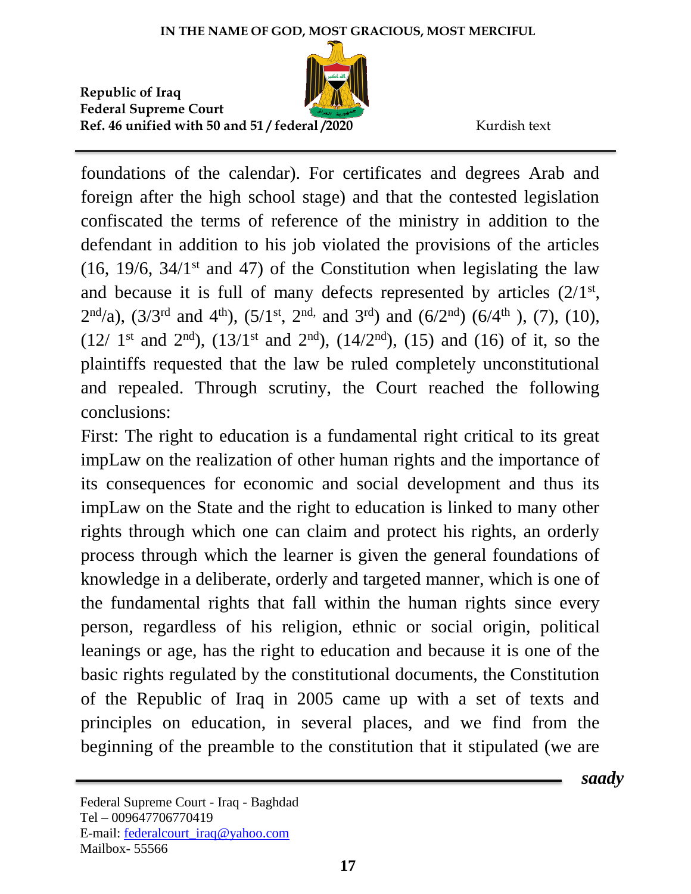foundations of the calendar). For certificates and degrees Arab and foreign after the high school stage) and that the contested legislation confiscated the terms of reference of the ministry in addition to the defendant in addition to his job violated the provisions of the articles (16, 19/6, 34/1st and 47) of the Constitution when legislating the law and because it is full of many defects represented by articles (2/1st, 2nd/a), (3/3rd and 4th), (5/1st, 2nd, and 3rd) and (6/2nd) (6/4th ), (7), (10), (12/ 1st and 2nd), (13/1st and 2nd), (14/2nd), (15) and (16) of it, so the plaintiffs requested that the law be ruled completely unconstitutional and repealed. Through scrutiny, the Court reached the following conclusions:

First: The right to education is a fundamental right critical to its great impLaw on the realization of other human rights and the importance of its consequences for economic and social development and thus its impLaw on the State and the right to education is linked to many other rights through which one can claim and protect his rights, an orderly process through which the learner is given the general foundations of knowledge in a deliberate, orderly and targeted manner, which is one of the fundamental rights that fall within the human rights since every person, regardless of his religion, ethnic or social origin, political leanings or age, has the right to education and because it is one of the basic rights regulated by the constitutional documents, the Constitution of the Republic of Iraq in 2005 came up with a set of texts and principles on education, in several places, and we find from the beginning of the preamble to the constitution that it stipulated (we are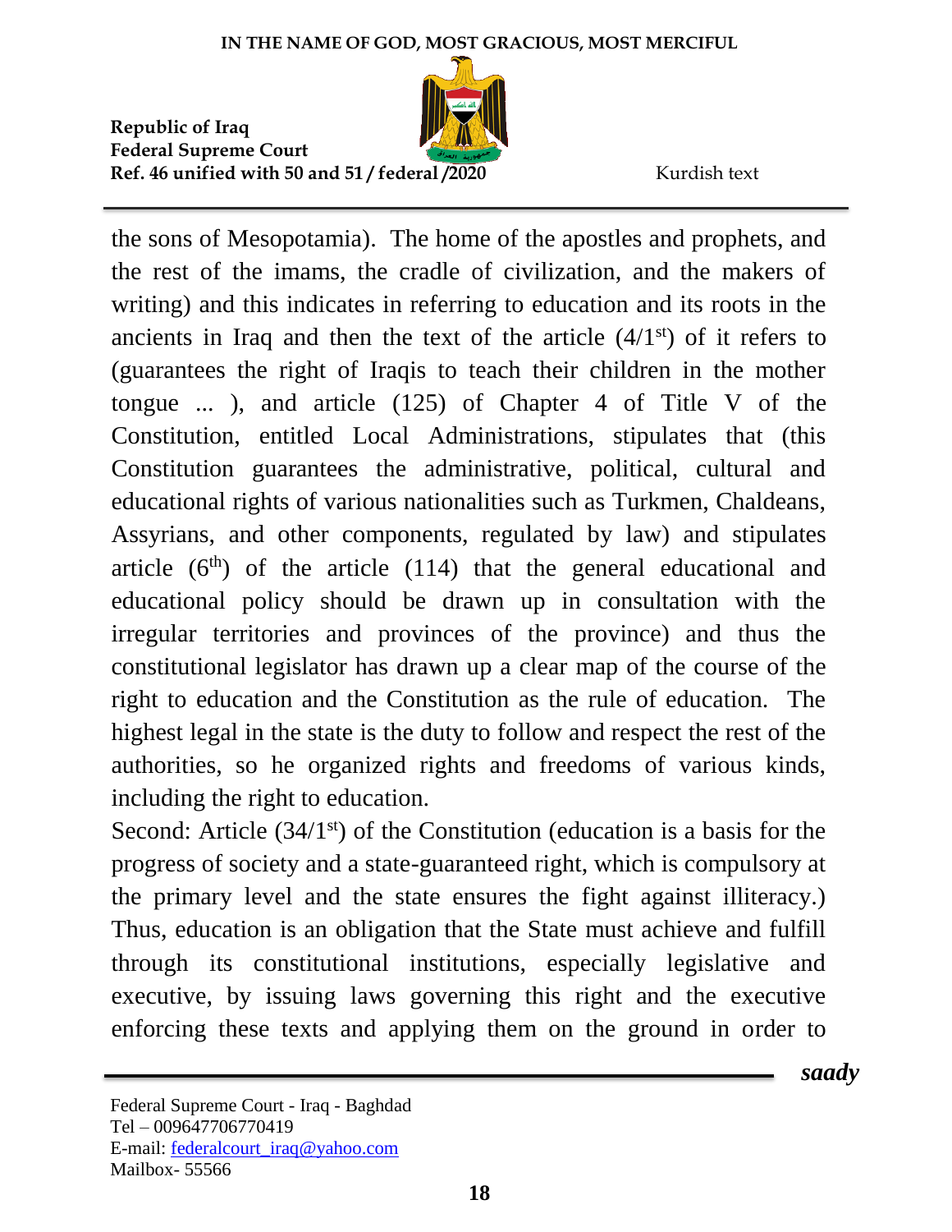the sons of Mesopotamia). The home of the apostles and prophets, and the rest of the imams, the cradle of civilization, and the makers of writing) and this indicates in referring to education and its roots in the ancients in Iraq and then the text of the article (4/1st) of it refers to (guarantees the right of Iraqis to teach their children in the mother tongue ... ), and article (125) of Chapter 4 of Title V of the Constitution, entitled Local Administrations, stipulates that (this Constitution guarantees the administrative, political, cultural and educational rights of various nationalities such as Turkmen, Chaldeans, Assyrians, and other components, regulated by law) and stipulates article (6th) of the article (114) that the general educational and educational policy should be drawn up in consultation with the irregular territories and provinces of the province) and thus the constitutional legislator has drawn up a clear map of the course of the right to education and the Constitution as the rule of education. The highest legal in the state is the duty to follow and respect the rest of the authorities, so he organized rights and freedoms of various kinds, including the right to education.

Second: Article (34/1st) of the Constitution (education is a basis for the progress of society and a state-guaranteed right, which is compulsory at the primary level and the state ensures the fight against illiteracy.) Thus, education is an obligation that the State must achieve and fulfill through its constitutional institutions, especially legislative and executive, by issuing laws governing this right and the executive enforcing these texts and applying them on the ground in order to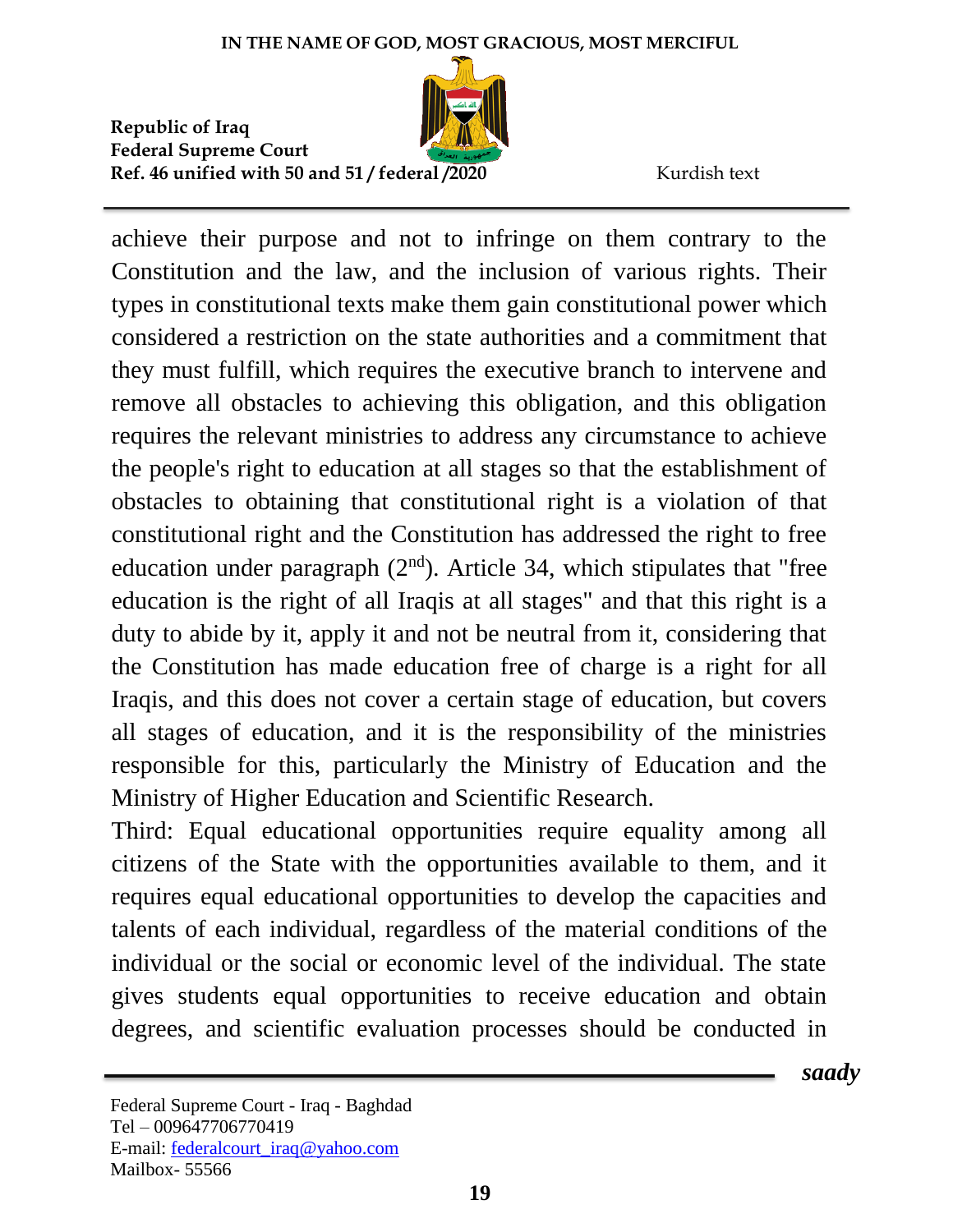achieve their purpose and not to infringe on them contrary to the Constitution and the law, and the inclusion of various rights. Their types in constitutional texts make them gain constitutional power which considered a restriction on the state authorities and a commitment that they must fulfill, which requires the executive branch to intervene and remove all obstacles to achieving this obligation, and this obligation requires the relevant ministries to address any circumstance to achieve the people's right to education at all stages so that the establishment of obstacles to obtaining that constitutional right is a violation of that constitutional right and the Constitution has addressed the right to free education under paragraph (2nd). Article 34, which stipulates that "free education is the right of all Iraqis at all stages" and that this right is a duty to abide by it, apply it and not be neutral from it, considering that the Constitution has made education free of charge is a right for all Iraqis, and this does not cover a certain stage of education, but covers all stages of education, and it is the responsibility of the ministries responsible for this, particularly the Ministry of Education and the Ministry of Higher Education and Scientific Research.

Third: Equal educational opportunities require equality among all citizens of the State with the opportunities available to them, and it requires equal educational opportunities to develop the capacities and talents of each individual, regardless of the material conditions of the individual or the social or economic level of the individual. The state gives students equal opportunities to receive education and obtain degrees, and scientific evaluation processes should be conducted in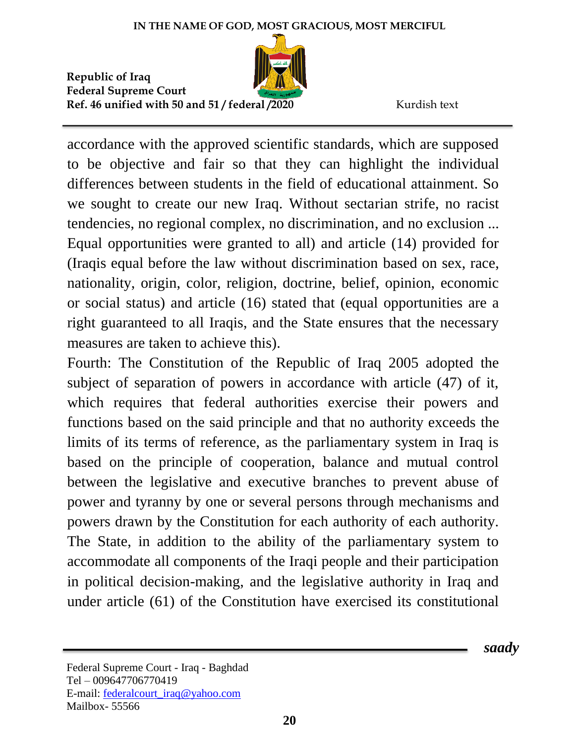accordance with the approved scientific standards, which are supposed to be objective and fair so that they can highlight the individual differences between students in the field of educational attainment. So we sought to create our new Iraq. Without sectarian strife, no racist tendencies, no regional complex, no discrimination, and no exclusion ... Equal opportunities were granted to all) and article (14) provided for (Iraqis equal before the law without discrimination based on sex, race, nationality, origin, color, religion, doctrine, belief, opinion, economic or social status) and article (16) stated that (equal opportunities are a right guaranteed to all Iraqis, and the State ensures that the necessary measures are taken to achieve this).

Fourth: The Constitution of the Republic of Iraq 2005 adopted the subject of separation of powers in accordance with article (47) of it, which requires that federal authorities exercise their powers and functions based on the said principle and that no authority exceeds the limits of its terms of reference, as the parliamentary system in Iraq is based on the principle of cooperation, balance and mutual control between the legislative and executive branches to prevent abuse of power and tyranny by one or several persons through mechanisms and powers drawn by the Constitution for each authority of each authority. The State, in addition to the ability of the parliamentary system to accommodate all components of the Iraqi people and their participation in political decision-making, and the legislative authority in Iraq and under article (61) of the Constitution have exercised its constitutional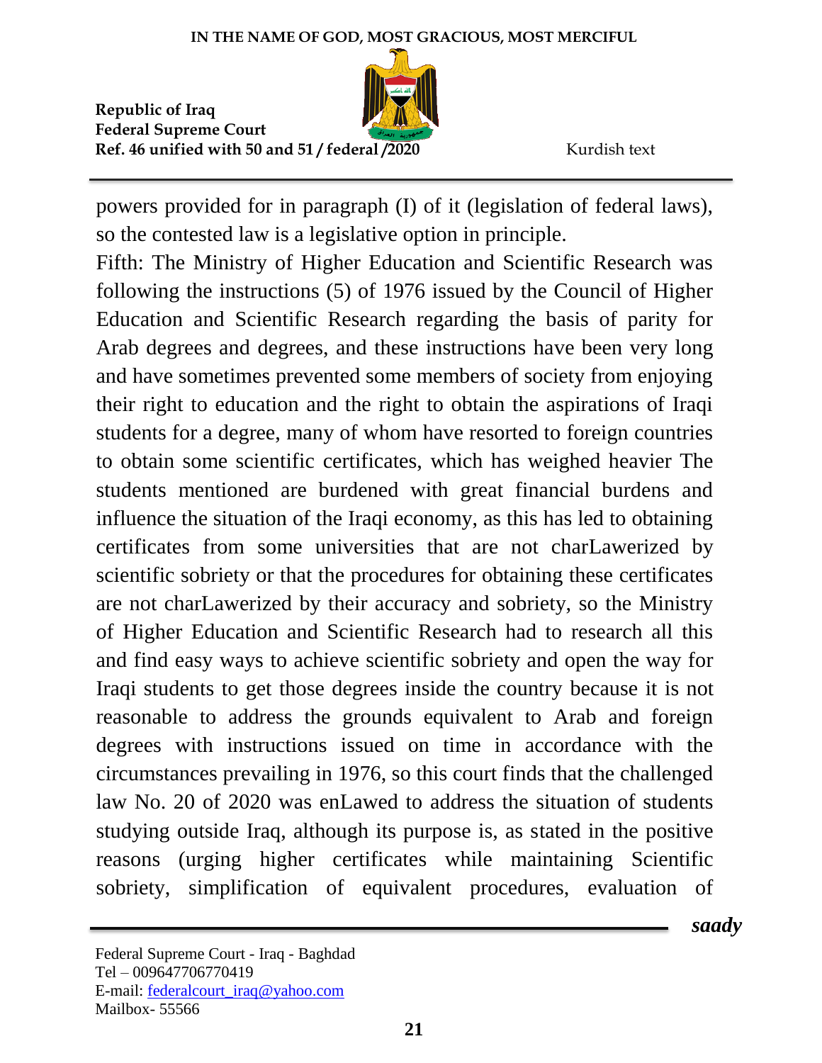powers provided for in paragraph (I) of it (legislation of federal laws), so the contested law is a legislative option in principle.

Fifth: The Ministry of Higher Education and Scientific Research was following the instructions (5) of 1976 issued by the Council of Higher Education and Scientific Research regarding the basis of parity for Arab degrees and degrees, and these instructions have been very long and have sometimes prevented some members of society from enjoying their right to education and the right to obtain the aspirations of Iraqi students for a degree, many of whom have resorted to foreign countries to obtain some scientific certificates, which has weighed heavier The students mentioned are burdened with great financial burdens and influence the situation of the Iraqi economy, as this has led to obtaining certificates from some universities that are not charLawerized by scientific sobriety or that the procedures for obtaining these certificates are not charLawerized by their accuracy and sobriety, so the Ministry of Higher Education and Scientific Research had to research all this and find easy ways to achieve scientific sobriety and open the way for Iraqi students to get those degrees inside the country because it is not reasonable to address the grounds equivalent to Arab and foreign degrees with instructions issued on time in accordance with the circumstances prevailing in 1976, so this court finds that the challenged law No. 20 of 2020 was enLawed to address the situation of students studying outside Iraq, although its purpose is, as stated in the positive reasons (urging higher certificates while maintaining Scientific sobriety, simplification of equivalent procedures, evaluation of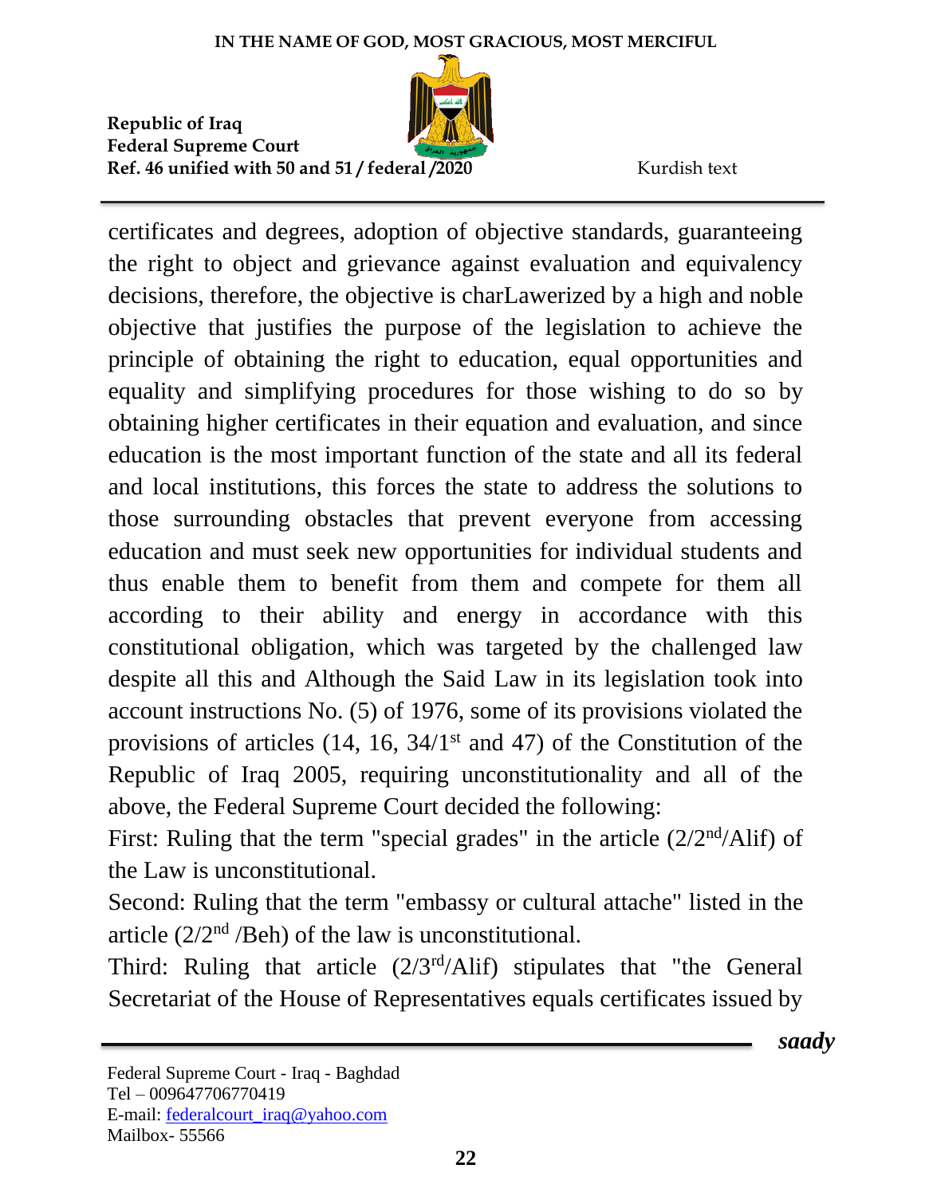certificates and degrees, adoption of objective standards, guaranteeing the right to object and grievance against evaluation and equivalency decisions, therefore, the objective is charLawerized by a high and noble objective that justifies the purpose of the legislation to achieve the principle of obtaining the right to education, equal opportunities and equality and simplifying procedures for those wishing to do so by obtaining higher certificates in their equation and evaluation, and since education is the most important function of the state and all its federal and local institutions, this forces the state to address the solutions to those surrounding obstacles that prevent everyone from accessing education and must seek new opportunities for individual students and thus enable them to benefit from them and compete for them all according to their ability and energy in accordance with this constitutional obligation, which was targeted by the challenged law despite all this and Although the Said Law in its legislation took into account instructions No. (5) of 1976, some of its provisions violated the provisions of articles (14, 16, 34/1st and 47) of the Constitution of the Republic of Iraq 2005, requiring unconstitutionality and all of the above, the Federal Supreme Court decided the following:

First: Ruling that the term "special grades" in the article (2/2nd/Alif) of the Law is unconstitutional.

Second: Ruling that the term "embassy or cultural attache" listed in the article (2/2nd /Beh) of the law is unconstitutional.

Third: Ruling that article (2/3rd/Alif) stipulates that "the General Secretariat of the House of Representatives equals certificates issued by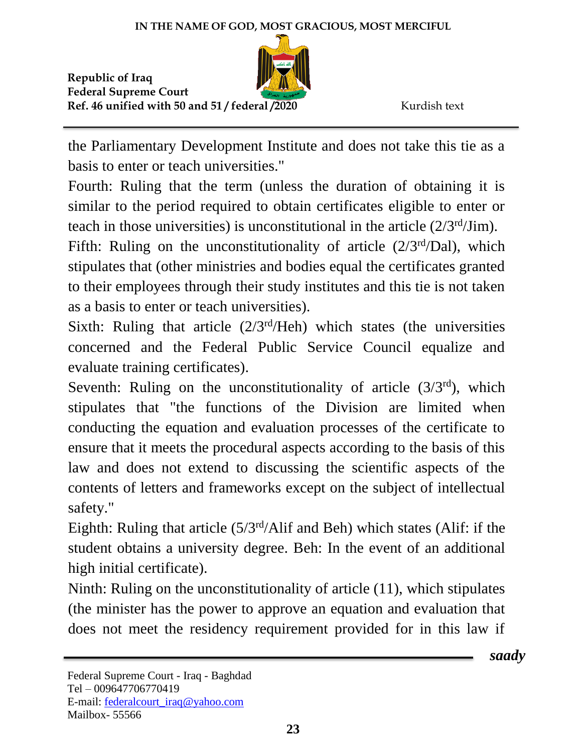the Parliamentary Development Institute and does not take this tie as a basis to enter or teach universities."

Fourth: Ruling that the term (unless the duration of obtaining it is similar to the period required to obtain certificates eligible to enter or teach in those universities) is unconstitutional in the article (2/3rd/Jim).

Fifth: Ruling on the unconstitutionality of article (2/3rd/Dal), which stipulates that (other ministries and bodies equal the certificates granted to their employees through their study institutes and this tie is not taken as a basis to enter or teach universities).

Sixth: Ruling that article (2/3rd/Heh) which states (the universities concerned and the Federal Public Service Council equalize and evaluate training certificates).

Seventh: Ruling on the unconstitutionality of article (3/3rd), which stipulates that "the functions of the Division are limited when conducting the equation and evaluation processes of the certificate to ensure that it meets the procedural aspects according to the basis of this law and does not extend to discussing the scientific aspects of the contents of letters and frameworks except on the subject of intellectual safety."

Eighth: Ruling that article (5/3rd/Alif and Beh) which states (Alif: if the student obtains a university degree. Beh: In the event of an additional high initial certificate).

Ninth: Ruling on the unconstitutionality of article (11), which stipulates (the minister has the power to approve an equation and evaluation that does not meet the residency requirement provided for in this law if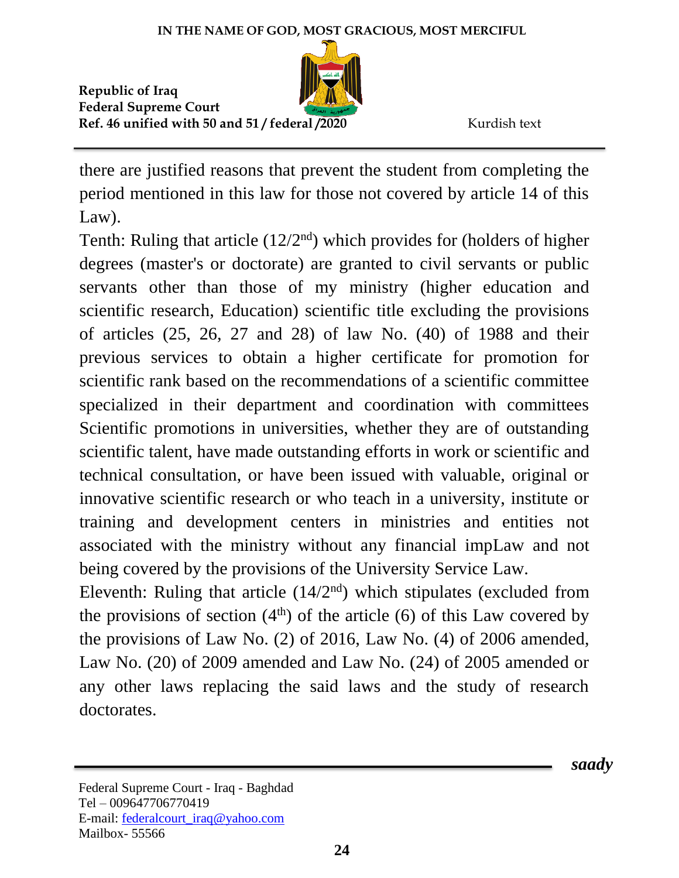there are justified reasons that prevent the student from completing the period mentioned in this law for those not covered by article 14 of this Law).

Tenth: Ruling that article ($12/2^{nd}$) which provides for (holders of higher degrees (master's or doctorate) are granted to civil servants or public servants other than those of my ministry (higher education and scientific research, Education) scientific title excluding the provisions of articles (25, 26, 27 and 28) of law No. (40) of 1988 and their previous services to obtain a higher certificate for promotion for scientific rank based on the recommendations of a scientific committee specialized in their department and coordination with committees Scientific promotions in universities, whether they are of outstanding scientific talent, have made outstanding efforts in work or scientific and technical consultation, or have been issued with valuable, original or innovative scientific research or who teach in a university, institute or training and development centers in ministries and entities not associated with the ministry without any financial impLaw and not being covered by the provisions of the University Service Law.

Eleventh: Ruling that article ($14/2^{nd}$) which stipulates (excluded from the provisions of section ($4^{th}$) of the article (6) of this Law covered by the provisions of Law No. (2) of 2016, Law No. (4) of 2006 amended, Law No. (20) of 2009 amended and Law No. (24) of 2005 amended or any other laws replacing the said laws and the study of research doctorates.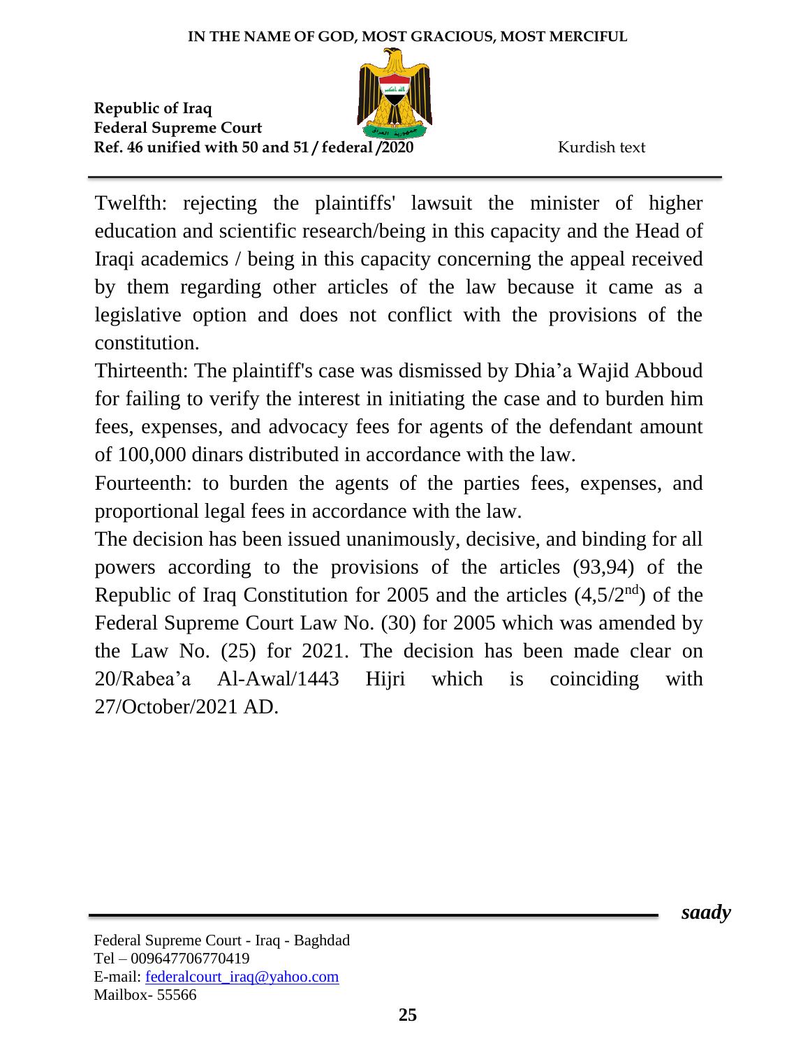Twelfth: rejecting the plaintiffs' lawsuit the minister of higher education and scientific research/being in this capacity and the Head of Iraqi academics / being in this capacity concerning the appeal received by them regarding other articles of the law because it came as a legislative option and does not conflict with the provisions of the constitution.

Thirteenth: The plaintiff's case was dismissed by Dhia'a Wajid Abboud for failing to verify the interest in initiating the case and to burden him fees, expenses, and advocacy fees for agents of the defendant amount of 100,000 dinars distributed in accordance with the law.

Fourteenth: to burden the agents of the parties fees, expenses, and proportional legal fees in accordance with the law.

The decision has been issued unanimously, decisive, and binding for all powers according to the provisions of the articles (93,94) of the Republic of Iraq Constitution for 2005 and the articles (4,5/2nd) of the Federal Supreme Court Law No. (30) for 2005 which was amended by the Law No. (25) for 2021. The decision has been made clear on 20/Rabea'a Al-Awal/1443 Hijri which is coinciding with 27/October/2021 AD.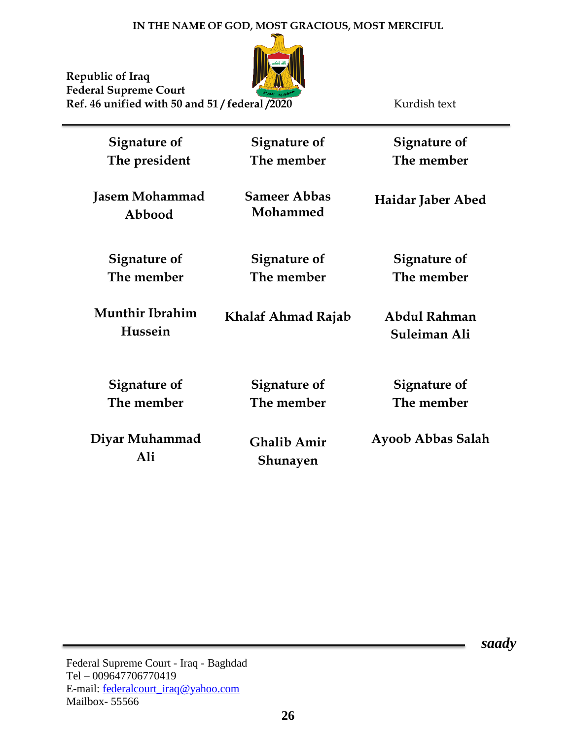| | | |
|---|---|---|
| **Signature of The president** | **Signature of The member** | **Signature of The member** |
| **Jasem Mohammad Abbood** | **Sameer Abbas Mohammed** | **Haidar Jaber Abed** |
| **Signature of The member** | **Signature of The member** | **Signature of The member** |
| **Munthir Ibrahim Hussein** | **Khalaf Ahmad Rajab** | **Abdul Rahman Suleiman Ali** |
| **Signature of The member** | **Signature of The member** | **Signature of The member** |
| **Diyar Muhammad Ali** | **Ghalib Amir Shunayen** | **Ayoob Abbas Salah** |